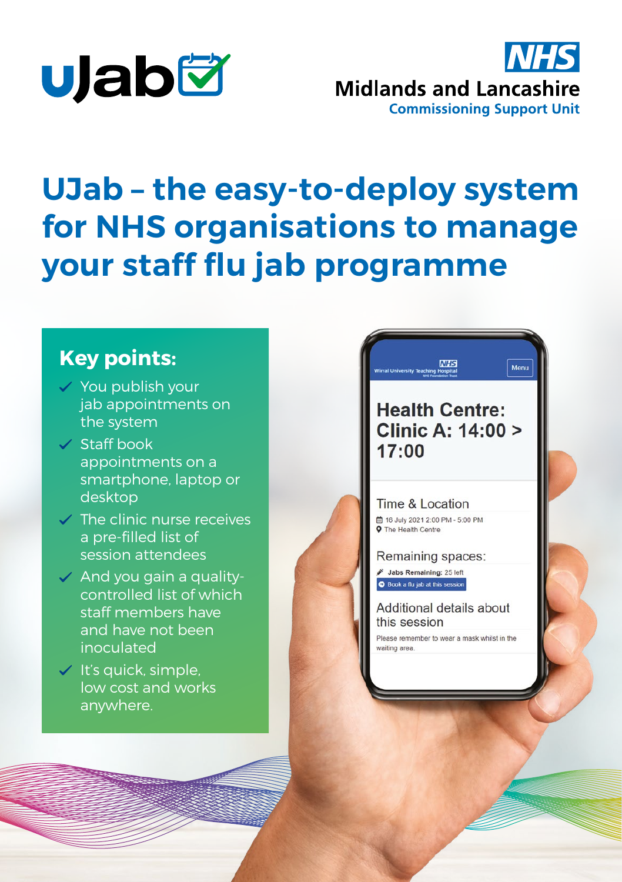ujab

NHS
Midlands and Lancashire
Commissioning Support Unit

# UJab – the easy-to-deploy system for NHS organisations to manage your staff flu jab programme

## Key points:

- You publish your jab appointments on the system
- Staff book appointments on a smartphone, laptop or desktop
- The clinic nurse receives a pre-filled list of session attendees
- And you gain a quality-controlled list of which staff members have and have not been inoculated
- It's quick, simple, low cost and works anywhere.

Wirral University Teaching Hospital NHS Foundation Trust
Menu

**Health Centre: Clinic A: 14:00 > 17:00**

Time & Location
16 July 2021 2:00 PM - 5:00 PM
The Health Centre

Remaining spaces:
**Jabs Remaining:** 25 left
Book a flu jab at this session

Additional details about this session
Please remember to wear a mask whilst in the waiting area.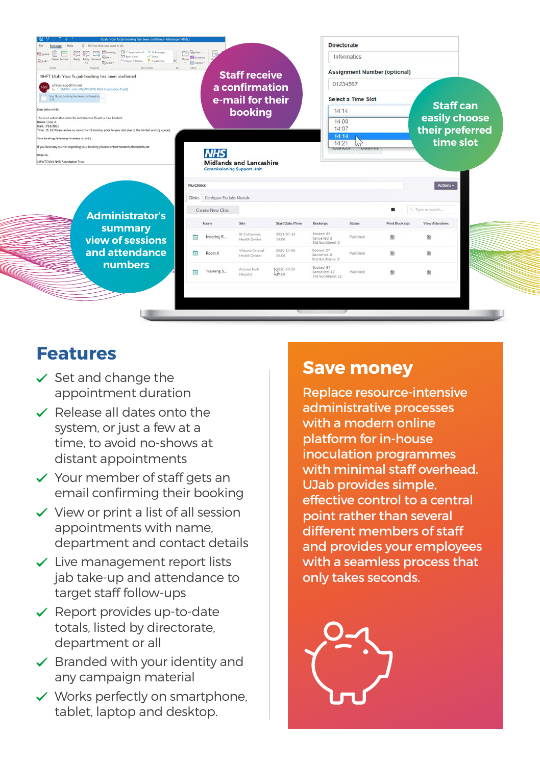Staff receive a confirmation e-mail for their booking

Staff can easily choose their preferred time slot

Administrator's summary view of sessions and attendance numbers

## Features

- ✓ Set and change the appointment duration
- ✓ Release all dates onto the system, or just a few at a time, to avoid no-shows at distant appointments
- ✓ Your member of staff gets an email confirming their booking
- ✓ View or print a list of all session appointments with name, department and contact details
- ✓ Live management report lists jab take-up and attendance to target staff follow-ups
- ✓ Report provides up-to-date totals, listed by directorate, department or all
- ✓ Branded with your identity and any campaign material
- ✓ Works perfectly on smartphone, tablet, laptop and desktop.

## Save money

Replace resource-intensive administrative processes with a modern online platform for in-house inoculation programmes with minimal staff overhead. UJab provides simple, effective control to a central point rather than several different members of staff and provides your employees with a seamless process that only takes seconds.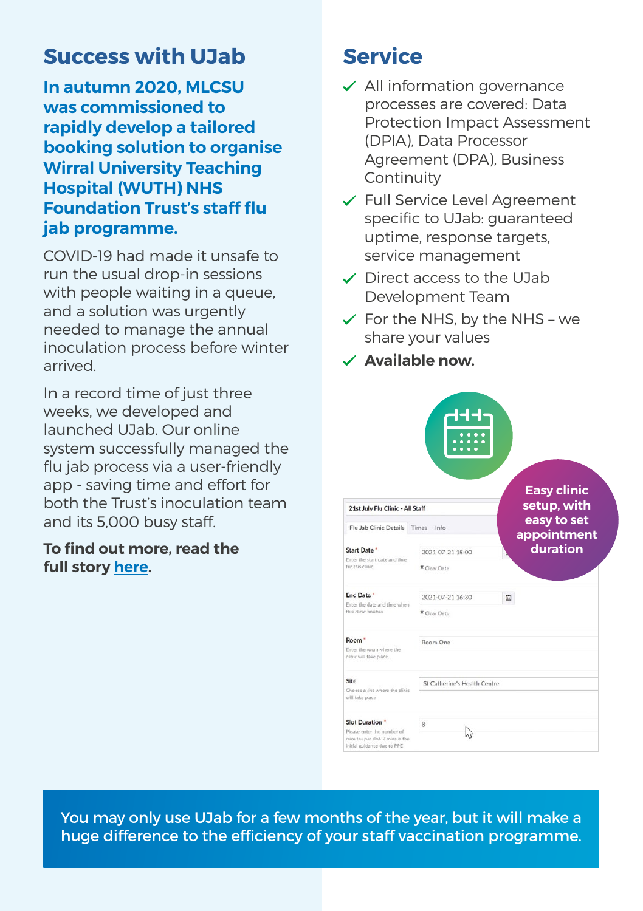## Success with UJab

**In autumn 2020, MLCSU was commissioned to rapidly develop a tailored booking solution to organise Wirral University Teaching Hospital (WUTH) NHS Foundation Trust's staff flu jab programme.**

COVID-19 had made it unsafe to run the usual drop-in sessions with people waiting in a queue, and a solution was urgently needed to manage the annual inoculation process before winter arrived.

In a record time of just three weeks, we developed and launched UJab. Our online system successfully managed the flu jab process via a user-friendly app - saving time and effort for both the Trust's inoculation team and its 5,000 busy staff.

**To find out more, read the full story here.**

## Service

- All information governance processes are covered: Data Protection Impact Assessment (DPIA), Data Processor Agreement (DPA), Business Continuity
- Full Service Level Agreement specific to UJab: guaranteed uptime, response targets, service management
- Direct access to the UJab Development Team
- For the NHS, by the NHS – we share your values
- **Available now.**

**Easy clinic setup, with easy to set appointment duration**

You may only use UJab for a few months of the year, but it will make a huge difference to the efficiency of your staff vaccination programme.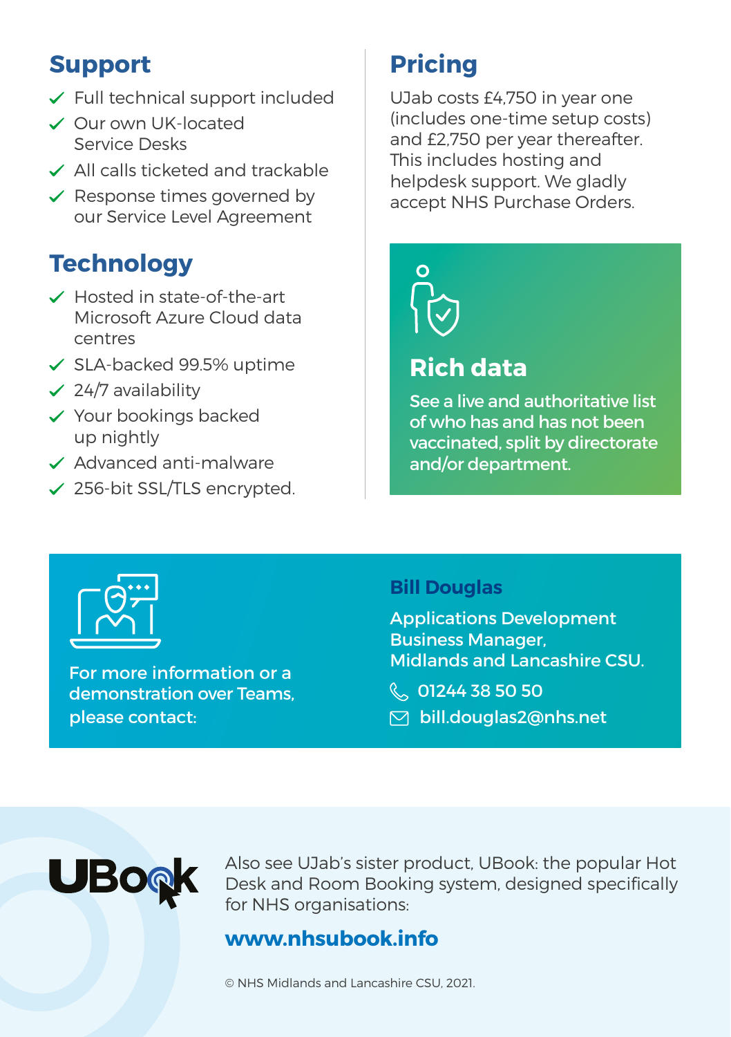## Support

- Full technical support included
- Our own UK-located Service Desks
- All calls ticketed and trackable
- Response times governed by our Service Level Agreement

## Technology

- Hosted in state-of-the-art Microsoft Azure Cloud data centres
- SLA-backed 99.5% uptime
- 24/7 availability
- Your bookings backed up nightly
- Advanced anti-malware
- 256-bit SSL/TLS encrypted.

## Pricing

UJab costs £4,750 in year one (includes one-time setup costs) and £2,750 per year thereafter. This includes hosting and helpdesk support. We gladly accept NHS Purchase Orders.

## Rich data

See a live and authoritative list of who has and has not been vaccinated, split by directorate and/or department.

For more information or a demonstration over Teams, please contact:

**Bill Douglas**

Applications Development Business Manager, Midlands and Lancashire CSU.

01244 38 50 50

bill.douglas2@nhs.net

UBook

Also see UJab's sister product, UBook: the popular Hot Desk and Room Booking system, designed specifically for NHS organisations:

**www.nhsubook.info**

© NHS Midlands and Lancashire CSU, 2021.